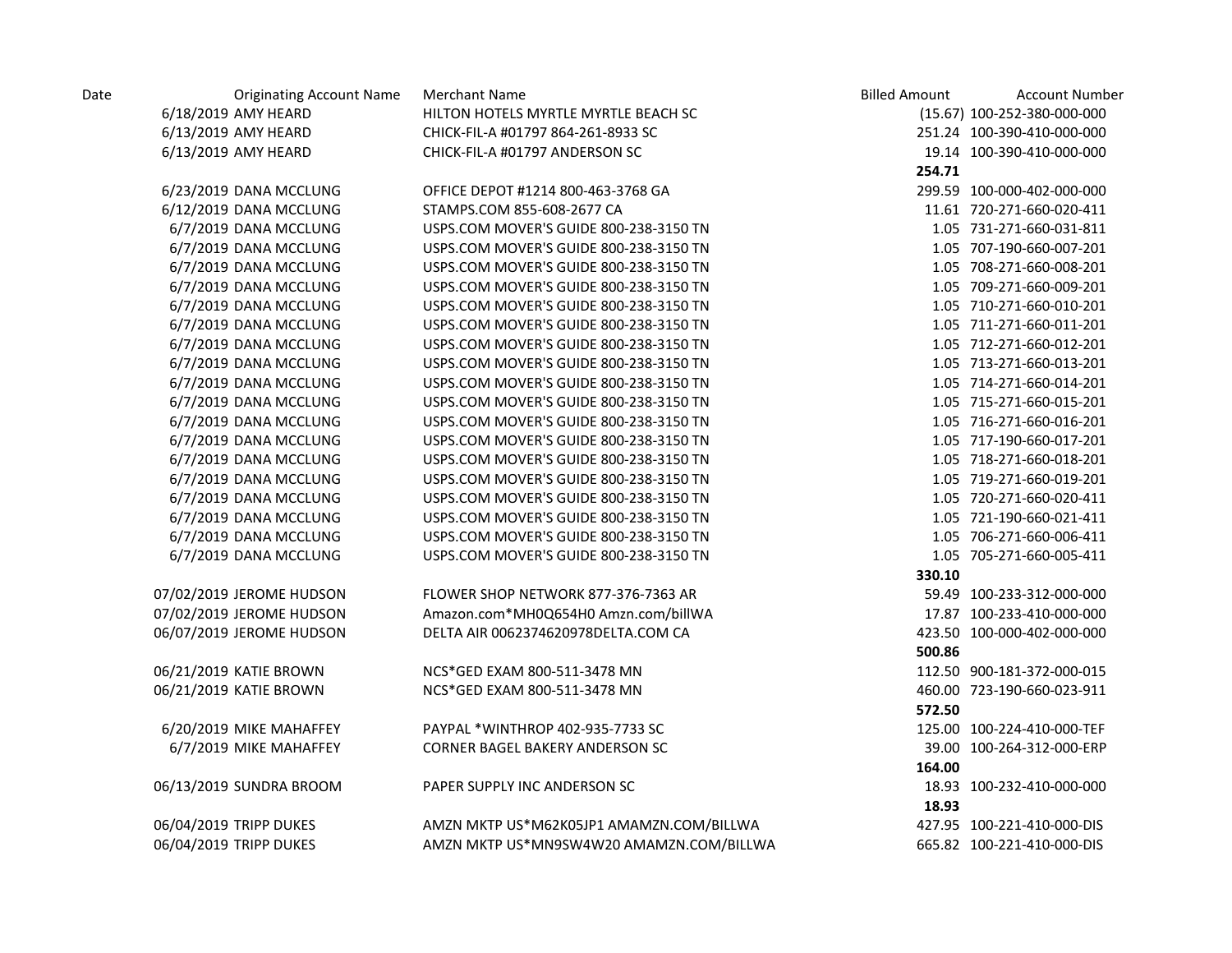| Date | Originating Account Name | Merchant Name | Billed Amount | Account Number |
|---|---|---|---|---|
| 6/18/2019 | AMY HEARD | HILTON HOTELS MYRTLE MYRTLE BEACH SC | (15.67) | 100-252-380-000-000 |
| 6/13/2019 | AMY HEARD | CHICK-FIL-A #01797 864-261-8933 SC | 251.24 | 100-390-410-000-000 |
| 6/13/2019 | AMY HEARD | CHICK-FIL-A #01797 ANDERSON SC | 19.14 | 100-390-410-000-000 |
| | | | **254.71** | |
| 6/23/2019 | DANA MCCLUNG | OFFICE DEPOT #1214 800-463-3768 GA | 299.59 | 100-000-402-000-000 |
| 6/12/2019 | DANA MCCLUNG | STAMPS.COM 855-608-2677 CA | 11.61 | 720-271-660-020-411 |
| 6/7/2019 | DANA MCCLUNG | USPS.COM MOVER'S GUIDE 800-238-3150 TN | 1.05 | 731-271-660-031-811 |
| 6/7/2019 | DANA MCCLUNG | USPS.COM MOVER'S GUIDE 800-238-3150 TN | 1.05 | 707-190-660-007-201 |
| 6/7/2019 | DANA MCCLUNG | USPS.COM MOVER'S GUIDE 800-238-3150 TN | 1.05 | 708-271-660-008-201 |
| 6/7/2019 | DANA MCCLUNG | USPS.COM MOVER'S GUIDE 800-238-3150 TN | 1.05 | 709-271-660-009-201 |
| 6/7/2019 | DANA MCCLUNG | USPS.COM MOVER'S GUIDE 800-238-3150 TN | 1.05 | 710-271-660-010-201 |
| 6/7/2019 | DANA MCCLUNG | USPS.COM MOVER'S GUIDE 800-238-3150 TN | 1.05 | 711-271-660-011-201 |
| 6/7/2019 | DANA MCCLUNG | USPS.COM MOVER'S GUIDE 800-238-3150 TN | 1.05 | 712-271-660-012-201 |
| 6/7/2019 | DANA MCCLUNG | USPS.COM MOVER'S GUIDE 800-238-3150 TN | 1.05 | 713-271-660-013-201 |
| 6/7/2019 | DANA MCCLUNG | USPS.COM MOVER'S GUIDE 800-238-3150 TN | 1.05 | 714-271-660-014-201 |
| 6/7/2019 | DANA MCCLUNG | USPS.COM MOVER'S GUIDE 800-238-3150 TN | 1.05 | 715-271-660-015-201 |
| 6/7/2019 | DANA MCCLUNG | USPS.COM MOVER'S GUIDE 800-238-3150 TN | 1.05 | 716-271-660-016-201 |
| 6/7/2019 | DANA MCCLUNG | USPS.COM MOVER'S GUIDE 800-238-3150 TN | 1.05 | 717-190-660-017-201 |
| 6/7/2019 | DANA MCCLUNG | USPS.COM MOVER'S GUIDE 800-238-3150 TN | 1.05 | 718-271-660-018-201 |
| 6/7/2019 | DANA MCCLUNG | USPS.COM MOVER'S GUIDE 800-238-3150 TN | 1.05 | 719-271-660-019-201 |
| 6/7/2019 | DANA MCCLUNG | USPS.COM MOVER'S GUIDE 800-238-3150 TN | 1.05 | 720-271-660-020-411 |
| 6/7/2019 | DANA MCCLUNG | USPS.COM MOVER'S GUIDE 800-238-3150 TN | 1.05 | 721-190-660-021-411 |
| 6/7/2019 | DANA MCCLUNG | USPS.COM MOVER'S GUIDE 800-238-3150 TN | 1.05 | 706-271-660-006-411 |
| 6/7/2019 | DANA MCCLUNG | USPS.COM MOVER'S GUIDE 800-238-3150 TN | 1.05 | 705-271-660-005-411 |
| | | | **330.10** | |
| 07/02/2019 | JEROME HUDSON | FLOWER SHOP NETWORK 877-376-7363 AR | 59.49 | 100-233-312-000-000 |
| 07/02/2019 | JEROME HUDSON | Amazon.com*MH0Q654H0 Amzn.com/billWA | 17.87 | 100-233-410-000-000 |
| 06/07/2019 | JEROME HUDSON | DELTA AIR 0062374620978DELTA.COM CA | 423.50 | 100-000-402-000-000 |
| | | | **500.86** | |
| 06/21/2019 | KATIE BROWN | NCS*GED EXAM 800-511-3478 MN | 112.50 | 900-181-372-000-015 |
| 06/21/2019 | KATIE BROWN | NCS*GED EXAM 800-511-3478 MN | 460.00 | 723-190-660-023-911 |
| | | | **572.50** | |
| 6/20/2019 | MIKE MAHAFFEY | PAYPAL *WINTHROP 402-935-7733 SC | 125.00 | 100-224-410-000-TEF |
| 6/7/2019 | MIKE MAHAFFEY | CORNER BAGEL BAKERY ANDERSON SC | 39.00 | 100-264-312-000-ERP |
| | | | **164.00** | |
| 06/13/2019 | SUNDRA BROOM | PAPER SUPPLY INC ANDERSON SC | 18.93 | 100-232-410-000-000 |
| | | | **18.93** | |
| 06/04/2019 | TRIPP DUKES | AMZN MKTP US*M62K05JP1 AMAMZN.COM/BILLWA | 427.95 | 100-221-410-000-DIS |
| 06/04/2019 | TRIPP DUKES | AMZN MKTP US*MN9SW4W20 AMAMZN.COM/BILLWA | 665.82 | 100-221-410-000-DIS |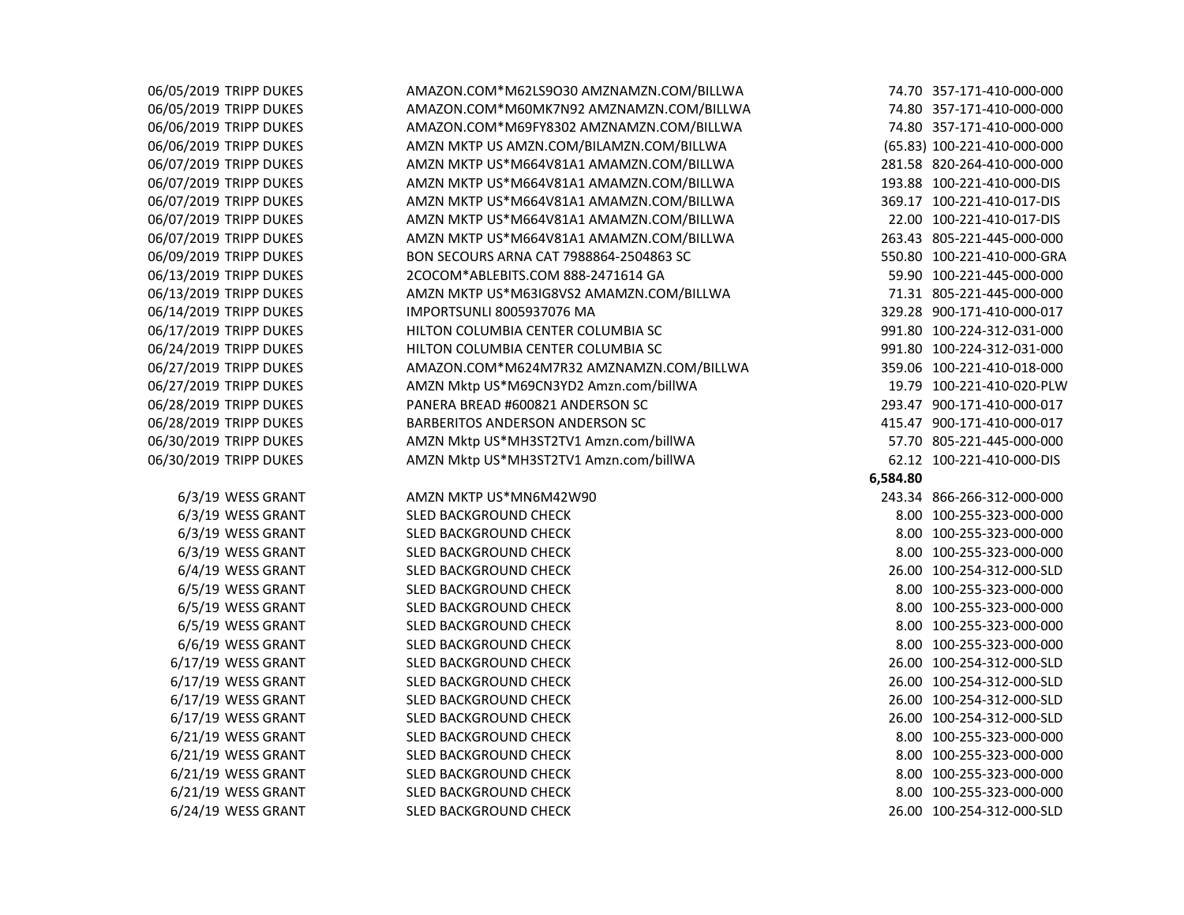| Date | Name | Description | Amount | Account |
|---|---|---|---|---|
| 06/05/2019 | TRIPP DUKES | AMAZON.COM*M62LS9O30 AMZNAMZN.COM/BILLWA | 74.70 | 357-171-410-000-000 |
| 06/05/2019 | TRIPP DUKES | AMAZON.COM*M60MK7N92 AMZNAMZN.COM/BILLWA | 74.80 | 357-171-410-000-000 |
| 06/06/2019 | TRIPP DUKES | AMAZON.COM*M69FY8302 AMZNAMZN.COM/BILLWA | 74.80 | 357-171-410-000-000 |
| 06/06/2019 | TRIPP DUKES | AMZN MKTP US AMZN.COM/BILAMZN.COM/BILLWA | (65.83) | 100-221-410-000-000 |
| 06/07/2019 | TRIPP DUKES | AMZN MKTP US*M664V81A1 AMAMZN.COM/BILLWA | 281.58 | 820-264-410-000-000 |
| 06/07/2019 | TRIPP DUKES | AMZN MKTP US*M664V81A1 AMAMZN.COM/BILLWA | 193.88 | 100-221-410-000-DIS |
| 06/07/2019 | TRIPP DUKES | AMZN MKTP US*M664V81A1 AMAMZN.COM/BILLWA | 369.17 | 100-221-410-017-DIS |
| 06/07/2019 | TRIPP DUKES | AMZN MKTP US*M664V81A1 AMAMZN.COM/BILLWA | 22.00 | 100-221-410-017-DIS |
| 06/07/2019 | TRIPP DUKES | AMZN MKTP US*M664V81A1 AMAMZN.COM/BILLWA | 263.43 | 805-221-445-000-000 |
| 06/09/2019 | TRIPP DUKES | BON SECOURS ARNA CAT 7988864-2504863 SC | 550.80 | 100-221-410-000-GRA |
| 06/13/2019 | TRIPP DUKES | 2COCOM*ABLEBITS.COM 888-2471614 GA | 59.90 | 100-221-445-000-000 |
| 06/13/2019 | TRIPP DUKES | AMZN MKTP US*M63IG8VS2 AMAMZN.COM/BILLWA | 71.31 | 805-221-445-000-000 |
| 06/14/2019 | TRIPP DUKES | IMPORTSUNLI 8005937076 MA | 329.28 | 900-171-410-000-017 |
| 06/17/2019 | TRIPP DUKES | HILTON COLUMBIA CENTER COLUMBIA SC | 991.80 | 100-224-312-031-000 |
| 06/24/2019 | TRIPP DUKES | HILTON COLUMBIA CENTER COLUMBIA SC | 991.80 | 100-224-312-031-000 |
| 06/27/2019 | TRIPP DUKES | AMAZON.COM*M624M7R32 AMZNAMZN.COM/BILLWA | 359.06 | 100-221-410-018-000 |
| 06/27/2019 | TRIPP DUKES | AMZN Mktp US*M69CN3YD2 Amzn.com/billWA | 19.79 | 100-221-410-020-PLW |
| 06/28/2019 | TRIPP DUKES | PANERA BREAD #600821 ANDERSON SC | 293.47 | 900-171-410-000-017 |
| 06/28/2019 | TRIPP DUKES | BARBERITOS ANDERSON ANDERSON SC | 415.47 | 900-171-410-000-017 |
| 06/30/2019 | TRIPP DUKES | AMZN Mktp US*MH3ST2TV1 Amzn.com/billWA | 57.70 | 805-221-445-000-000 |
| 06/30/2019 | TRIPP DUKES | AMZN Mktp US*MH3ST2TV1 Amzn.com/billWA | 62.12 | 100-221-410-000-DIS |
| | | | **6,584.80** | |
| 6/3/19 | WESS GRANT | AMZN MKTP US*MN6M42W90 | 243.34 | 866-266-312-000-000 |
| 6/3/19 | WESS GRANT | SLED BACKGROUND CHECK | 8.00 | 100-255-323-000-000 |
| 6/3/19 | WESS GRANT | SLED BACKGROUND CHECK | 8.00 | 100-255-323-000-000 |
| 6/3/19 | WESS GRANT | SLED BACKGROUND CHECK | 8.00 | 100-255-323-000-000 |
| 6/4/19 | WESS GRANT | SLED BACKGROUND CHECK | 26.00 | 100-254-312-000-SLD |
| 6/5/19 | WESS GRANT | SLED BACKGROUND CHECK | 8.00 | 100-255-323-000-000 |
| 6/5/19 | WESS GRANT | SLED BACKGROUND CHECK | 8.00 | 100-255-323-000-000 |
| 6/5/19 | WESS GRANT | SLED BACKGROUND CHECK | 8.00 | 100-255-323-000-000 |
| 6/6/19 | WESS GRANT | SLED BACKGROUND CHECK | 8.00 | 100-255-323-000-000 |
| 6/17/19 | WESS GRANT | SLED BACKGROUND CHECK | 26.00 | 100-254-312-000-SLD |
| 6/17/19 | WESS GRANT | SLED BACKGROUND CHECK | 26.00 | 100-254-312-000-SLD |
| 6/17/19 | WESS GRANT | SLED BACKGROUND CHECK | 26.00 | 100-254-312-000-SLD |
| 6/17/19 | WESS GRANT | SLED BACKGROUND CHECK | 26.00 | 100-254-312-000-SLD |
| 6/21/19 | WESS GRANT | SLED BACKGROUND CHECK | 8.00 | 100-255-323-000-000 |
| 6/21/19 | WESS GRANT | SLED BACKGROUND CHECK | 8.00 | 100-255-323-000-000 |
| 6/21/19 | WESS GRANT | SLED BACKGROUND CHECK | 8.00 | 100-255-323-000-000 |
| 6/21/19 | WESS GRANT | SLED BACKGROUND CHECK | 8.00 | 100-255-323-000-000 |
| 6/24/19 | WESS GRANT | SLED BACKGROUND CHECK | 26.00 | 100-254-312-000-SLD |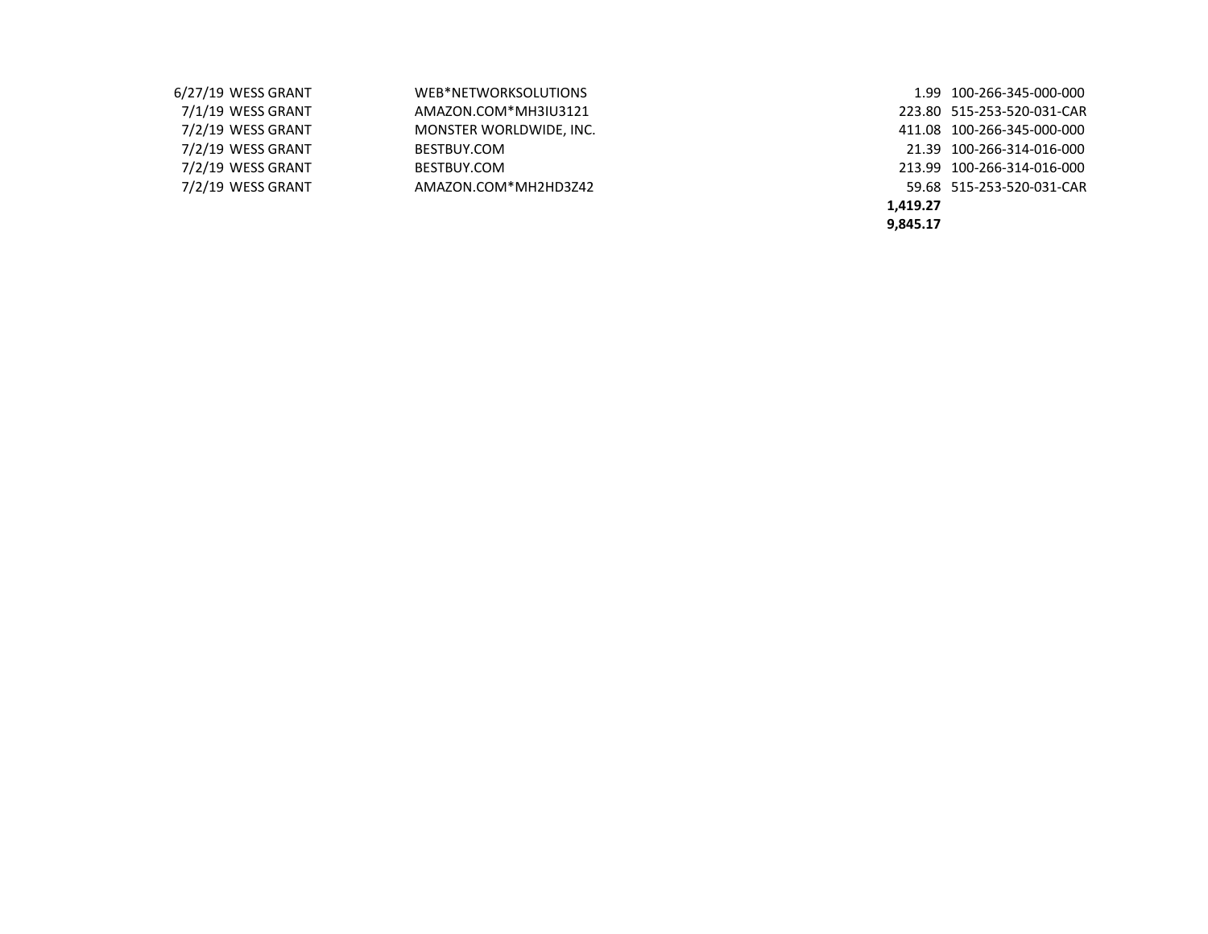| | | | | |
|---|---|---|---|---|
| 6/27/19 | WESS GRANT | WEB*NETWORKSOLUTIONS | 1.99 | 100-266-345-000-000 |
| 7/1/19 | WESS GRANT | AMAZON.COM*MH3IU3121 | 223.80 | 515-253-520-031-CAR |
| 7/2/19 | WESS GRANT | MONSTER WORLDWIDE, INC. | 411.08 | 100-266-345-000-000 |
| 7/2/19 | WESS GRANT | BESTBUY.COM | 21.39 | 100-266-314-016-000 |
| 7/2/19 | WESS GRANT | BESTBUY.COM | 213.99 | 100-266-314-016-000 |
| 7/2/19 | WESS GRANT | AMAZON.COM*MH2HD3Z42 | 59.68 | 515-253-520-031-CAR |
| | | | **1,419.27** | |
| | | | **9,845.17** | |